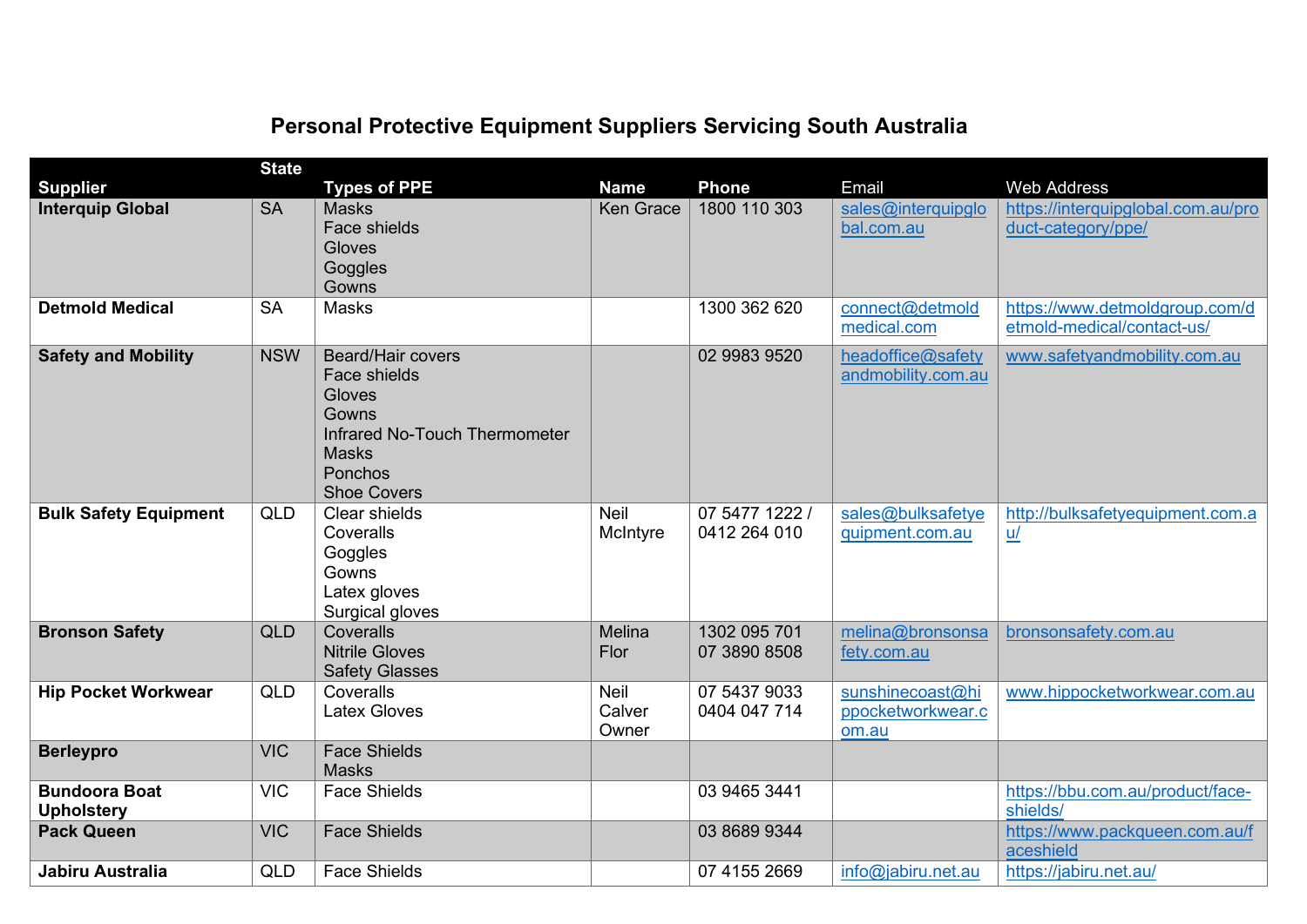# Personal Protective Equipment Suppliers Servicing South Australia

| Supplier | State | Types of PPE | Name | Phone | Email | Web Address |
|---|---|---|---|---|---|---|
| **Interquip Global** | SA | Masks<br>Face shields<br>Gloves<br>Goggles<br>Gowns | Ken Grace | 1800 110 303 | sales@interquipglobal.com.au | https://interquipglobal.com.au/product-category/ppe/ |
| **Detmold Medical** | SA | Masks | | 1300 362 620 | connect@detmoldmedical.com | https://www.detmoldgroup.com/detmold-medical/contact-us/ |
| **Safety and Mobility** | NSW | Beard/Hair covers<br>Face shields<br>Gloves<br>Gowns<br>Infrared No-Touch Thermometer<br>Masks<br>Ponchos<br>Shoe Covers | | 02 9983 9520 | headoffice@safetyandmobility.com.au | www.safetyandmobility.com.au |
| **Bulk Safety Equipment** | QLD | Clear shields<br>Coveralls<br>Goggles<br>Gowns<br>Latex gloves<br>Surgical gloves | Neil McIntyre | 07 5477 1222 / 0412 264 010 | sales@bulksafetyequipment.com.au | http://bulksafetyequipment.com.au/ |
| **Bronson Safety** | QLD | Coveralls<br>Nitrile Gloves<br>Safety Glasses | Melina Flor | 1302 095 701<br>07 3890 8508 | melina@bronsonsafety.com.au | bronsonsafety.com.au |
| **Hip Pocket Workwear** | QLD | Coveralls<br>Latex Gloves | Neil Calver Owner | 07 5437 9033<br>0404 047 714 | sunshinecoast@hippocketworkwear.com.au | www.hippocketworkwear.com.au |
| **Berleypro** | VIC | Face Shields<br>Masks | | | | |
| **Bundoora Boat Upholstery** | VIC | Face Shields | | 03 9465 3441 | | https://bbu.com.au/product/face-shields/ |
| **Pack Queen** | VIC | Face Shields | | 03 8689 9344 | | https://www.packqueen.com.au/faceshield |
| **Jabiru Australia** | QLD | Face Shields | | 07 4155 2669 | info@jabiru.net.au | https://jabiru.net.au/ |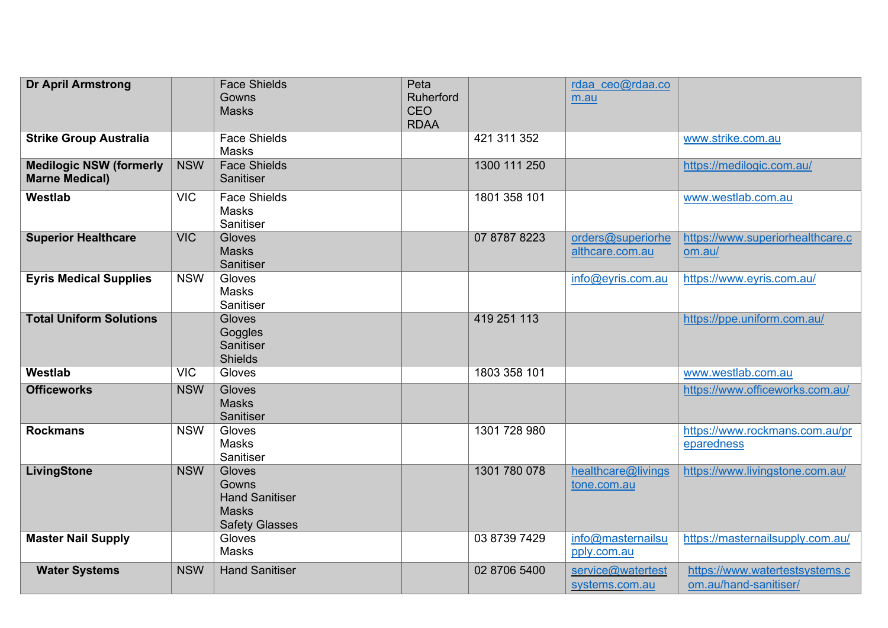| | | | | | | |
|---|---|---|---|---|---|---|
| **Dr April Armstrong** | | Face Shields<br>Gowns<br>Masks | Peta Ruherford CEO RDAA | | rdaa_ceo@rdaa.com.au | |
| **Strike Group Australia** | | Face Shields<br>Masks | | 421 311 352 | | www.strike.com.au |
| **Medilogic NSW (formerly Marne Medical)** | NSW | Face Shields<br>Sanitiser | | 1300 111 250 | | https://medilogic.com.au/ |
| **Westlab** | VIC | Face Shields<br>Masks<br>Sanitiser | | 1801 358 101 | | www.westlab.com.au |
| **Superior Healthcare** | VIC | Gloves<br>Masks<br>Sanitiser | | 07 8787 8223 | orders@superiorhealthcare.com.au | https://www.superiorhealthcare.com.au/ |
| **Eyris Medical Supplies** | NSW | Gloves<br>Masks<br>Sanitiser | | | info@eyris.com.au | https://www.eyris.com.au/ |
| **Total Uniform Solutions** | | Gloves<br>Goggles<br>Sanitiser<br>Shields | | 419 251 113 | | https://ppe.uniform.com.au/ |
| **Westlab** | VIC | Gloves | | 1803 358 101 | | www.westlab.com.au |
| **Officeworks** | NSW | Gloves<br>Masks<br>Sanitiser | | | | https://www.officeworks.com.au/ |
| **Rockmans** | NSW | Gloves<br>Masks<br>Sanitiser | | 1301 728 980 | | https://www.rockmans.com.au/preparedness |
| **LivingStone** | NSW | Gloves<br>Gowns<br>Hand Sanitiser<br>Masks<br>Safety Glasses | | 1301 780 078 | healthcare@livingstone.com.au | https://www.livingstone.com.au/ |
| **Master Nail Supply** | | Gloves<br>Masks | | 03 8739 7429 | info@masternailsupply.com.au | https://masternailsupply.com.au/ |
| **Water Systems** | NSW | Hand Sanitiser | | 02 8706 5400 | service@watertestsystems.com.au | https://www.watertestsystems.com.au/hand-sanitiser/ |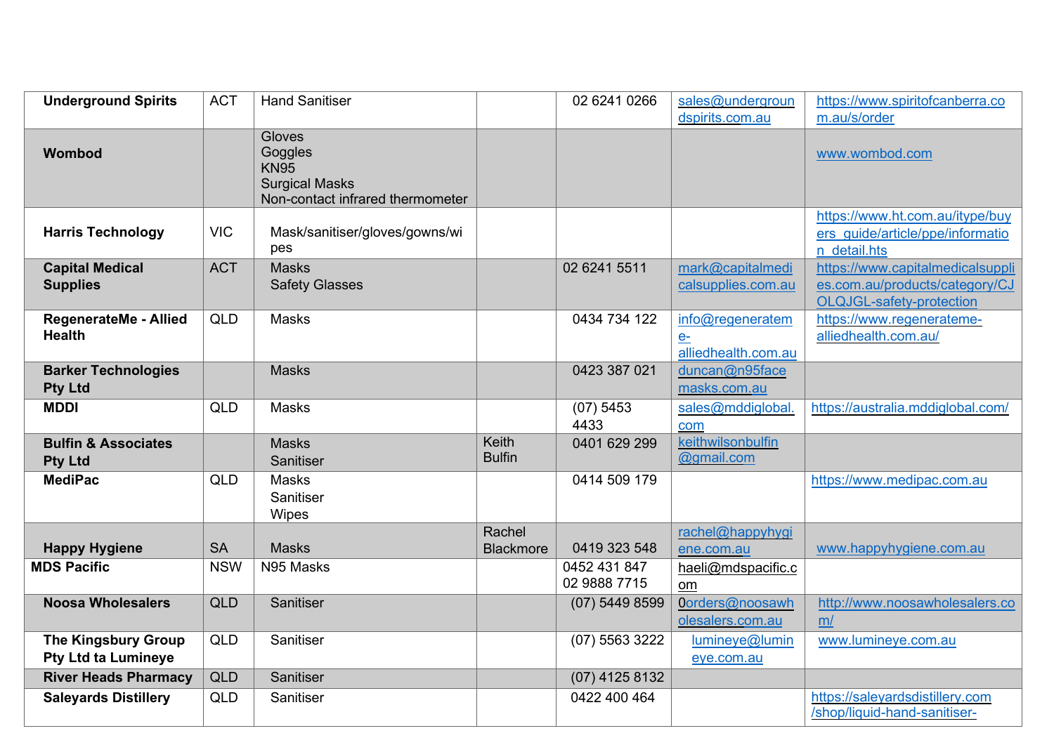| | | | | | | |
|---|---|---|---|---|---|---|
| **Underground Spirits** | ACT | Hand Sanitiser | | 02 6241 0266 | sales@undergroundspirits.com.au | https://www.spiritofcanberra.com.au/s/order |
| **Wombod** | | Gloves<br>Goggles<br>KN95<br>Surgical Masks<br>Non-contact infrared thermometer | | | | www.wombod.com |
| **Harris Technology** | VIC | Mask/sanitiser/gloves/gowns/wipes | | | | https://www.ht.com.au/itype/buyers_guide/article/ppe/information_detail.hts |
| **Capital Medical Supplies** | ACT | Masks<br>Safety Glasses | | 02 6241 5511 | mark@capitalmedicalsupplies.com.au | https://www.capitalmedicalsupplies.com.au/products/category/CJOLQJGL-safety-protection |
| **RegenerateMe - Allied Health** | QLD | Masks | | 0434 734 122 | info@regenerateme-alliedhealth.com.au | https://www.regenerateme-alliedhealth.com.au/ |
| **Barker Technologies Pty Ltd** | | Masks | | 0423 387 021 | duncan@n95facemasks.com.au | |
| **MDDI** | QLD | Masks | | (07) 5453 4433 | sales@mddiglobal.com | https://australia.mddiglobal.com/ |
| **Bulfin & Associates Pty Ltd** | | Masks<br>Sanitiser | Keith Bulfin | 0401 629 299 | keithwilsonbulfin@gmail.com | |
| **MediPac** | QLD | Masks<br>Sanitiser<br>Wipes | | 0414 509 179 | | https://www.medipac.com.au |
| **Happy Hygiene** | SA | Masks | Rachel Blackmore | 0419 323 548 | rachel@happyhygiene.com.au | www.happyhygiene.com.au |
| **MDS Pacific** | NSW | N95 Masks | | 0452 431 847<br>02 9888 7715 | haeli@mdspacific.com | |
| **Noosa Wholesalers** | QLD | Sanitiser | | (07) 5449 8599 | 0orders@noosawholesalers.com.au | http://www.noosawholesalers.com/ |
| **The Kingsbury Group Pty Ltd ta Lumineye** | QLD | Sanitiser | | (07) 5563 3222 | lumineye@lumineye.com.au | www.lumineye.com.au |
| **River Heads Pharmacy** | QLD | Sanitiser | | (07) 4125 8132 | | |
| **Saleyards Distillery** | QLD | Sanitiser | | 0422 400 464 | | https://saleyardsdistillery.com/shop/liquid-hand-sanitiser- |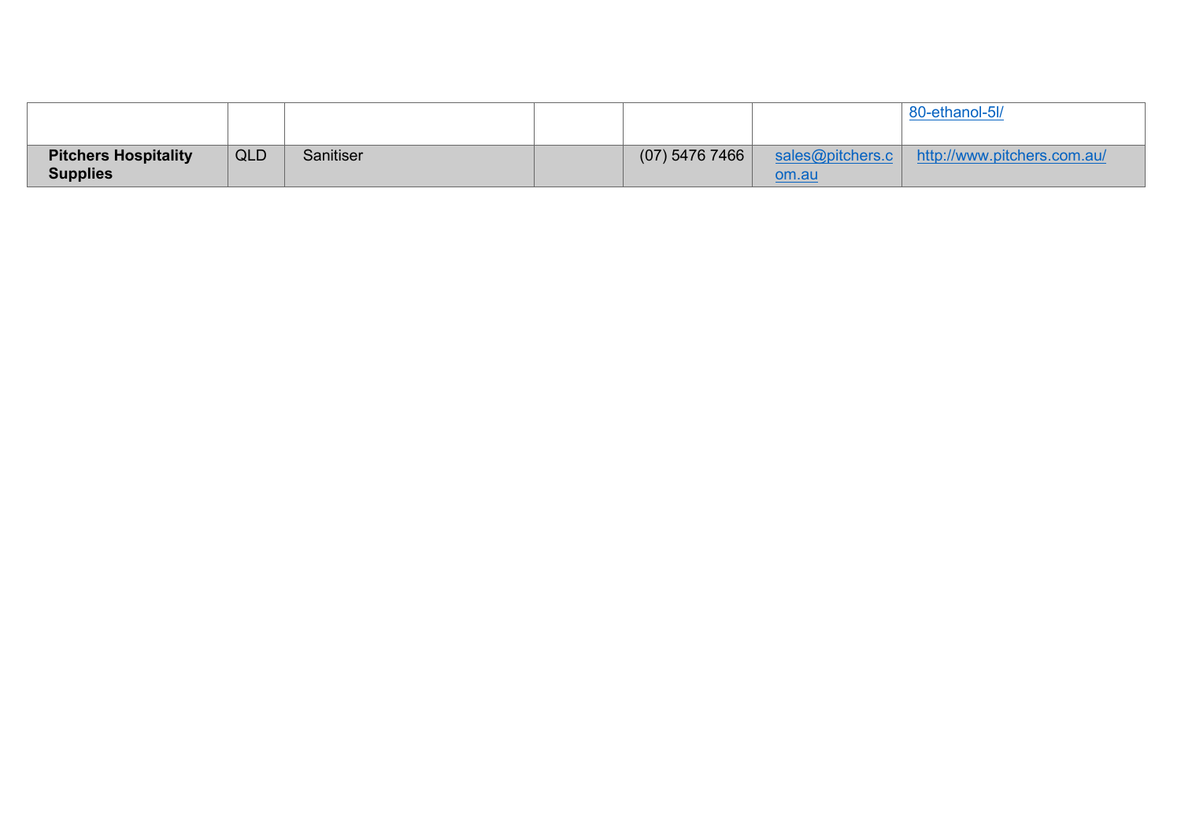| | | | | | | |
|---|---|---|---|---|---|---|
| | | | | | | 80-ethanol-5l/ |
| **Pitchers Hospitality Supplies** | QLD | Sanitiser | | (07) 5476 7466 | sales@pitchers.com.au | http://www.pitchers.com.au/ |